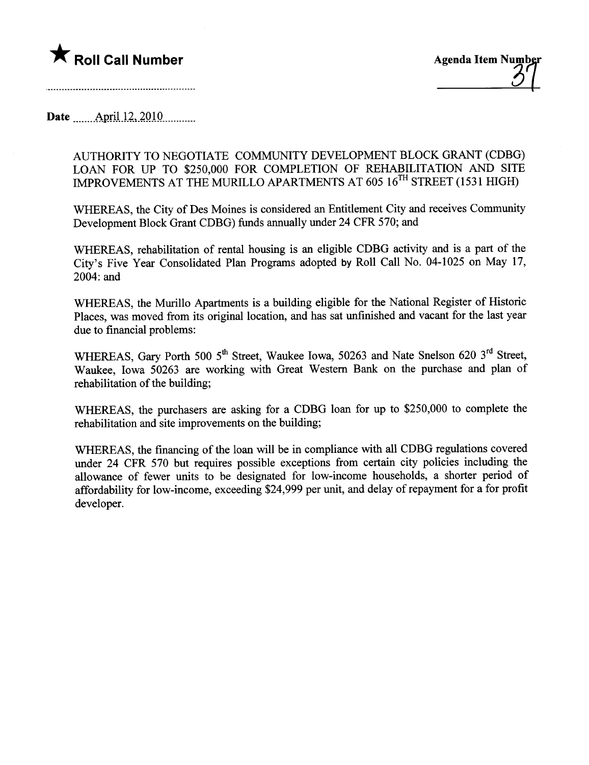★ **Roll Call Number**

**Agenda Item Number**
37

**Date** April 12, 2010

AUTHORITY TO NEGOTIATE COMMUNITY DEVELOPMENT BLOCK GRANT (CDBG) LOAN FOR UP TO $250,000 FOR COMPLETION OF REHABILITATION AND SITE IMPROVEMENTS AT THE MURILLO APARTMENTS AT 605 16TH STREET (1531 HIGH)

WHEREAS, the City of Des Moines is considered an Entitlement City and receives Community Development Block Grant CDBG) funds annually under 24 CFR 570; and

WHEREAS, rehabilitation of rental housing is an eligible CDBG activity and is a part of the City's Five Year Consolidated Plan Programs adopted by Roll Call No. 04-1025 on May 17, 2004: and

WHEREAS, the Murillo Apartments is a building eligible for the National Register of Historic Places, was moved from its original location, and has sat unfinished and vacant for the last year due to financial problems:

WHEREAS, Gary Porth 500 5th Street, Waukee Iowa, 50263 and Nate Snelson 620 3rd Street, Waukee, Iowa 50263 are working with Great Western Bank on the purchase and plan of rehabilitation of the building;

WHEREAS, the purchasers are asking for a CDBG loan for up to $250,000 to complete the rehabilitation and site improvements on the building;

WHEREAS, the financing of the loan will be in compliance with all CDBG regulations covered under 24 CFR 570 but requires possible exceptions from certain city policies including the allowance of fewer units to be designated for low-income households, a shorter period of affordability for low-income, exceeding $24,999 per unit, and delay of repayment for a for profit developer.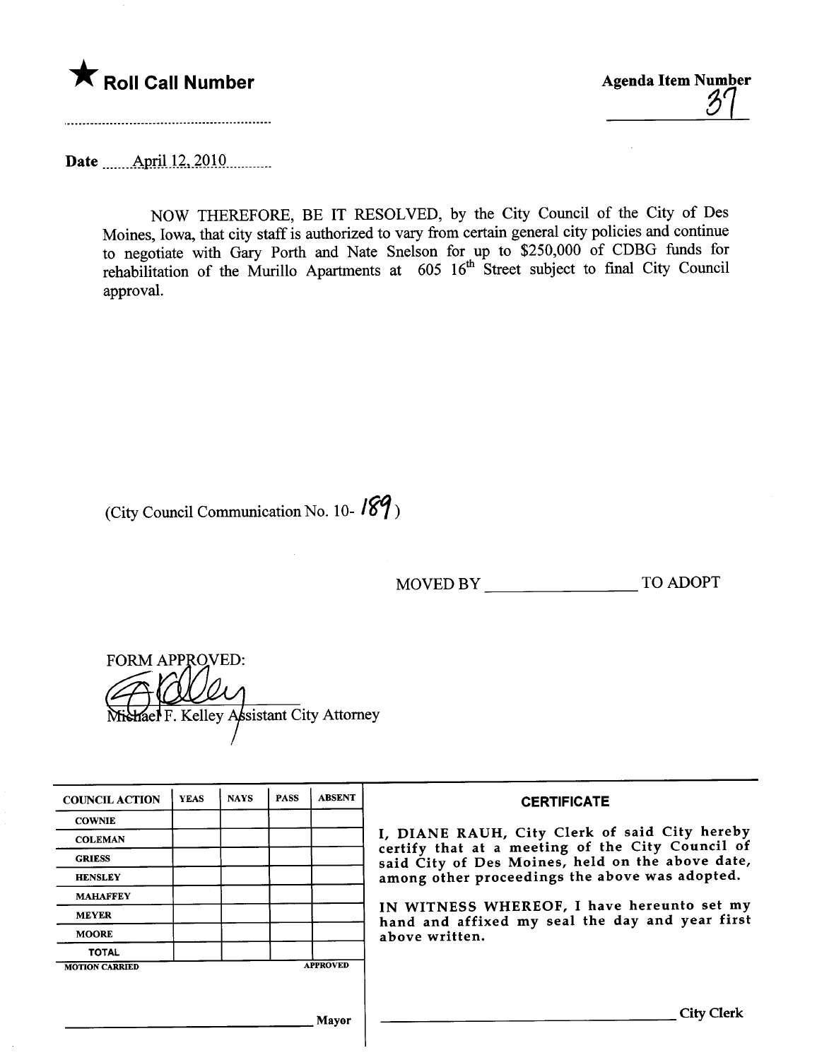★ **Roll Call Number**

**Agenda Item Number**
37

Date April 12, 2010

NOW THEREFORE, BE IT RESOLVED, by the City Council of the City of Des Moines, Iowa, that city staff is authorized to vary from certain general city policies and continue to negotiate with Gary Porth and Nate Snelson for up to $250,000 of CDBG funds for rehabilitation of the Murillo Apartments at 605 16th Street subject to final City Council approval.

(City Council Communication No. 10- 189)

MOVED BY ________________ TO ADOPT

FORM APPROVED:

Michael F. Kelley Assistant City Attorney

| COUNCIL ACTION | YEAS | NAYS | PASS | ABSENT |
|---|---|---|---|---|
| COWNIE | | | | |
| COLEMAN | | | | |
| GRIESS | | | | |
| HENSLEY | | | | |
| MAHAFFEY | | | | |
| MEYER | | | | |
| MOORE | | | | |
| TOTAL | | | | |
| MOTION CARRIED | | | | APPROVED |

________________________ Mayor

**CERTIFICATE**

I, DIANE RAUH, City Clerk of said City hereby certify that at a meeting of the City Council of said City of Des Moines, held on the above date, among other proceedings the above was adopted.

IN WITNESS WHEREOF, I have hereunto set my hand and affixed my seal the day and year first above written.

________________________ City Clerk